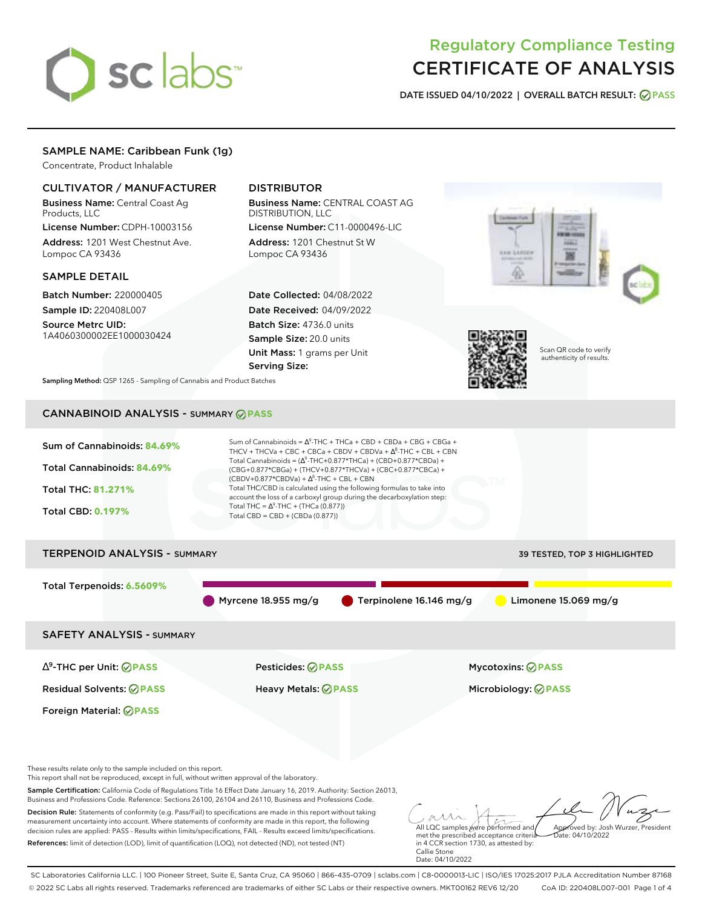# Regulatory Compliance Testing
# CERTIFICATE OF ANALYSIS

**DATE ISSUED 04/10/2022 | OVERALL BATCH RESULT: PASS**

## SAMPLE NAME: Caribbean Funk (1g)

Concentrate, Product Inhalable

### CULTIVATOR / MANUFACTURER

**Business Name:** Central Coast Ag Products, LLC

**License Number:** CDPH-10003156

**Address:** 1201 West Chestnut Ave. Lompoc CA 93436

### DISTRIBUTOR

**Business Name:** CENTRAL COAST AG DISTRIBUTION, LLC

**License Number:** C11-0000496-LIC

**Address:** 1201 Chestnut St W Lompoc CA 93436

### SAMPLE DETAIL

**Batch Number:** 220000405

**Sample ID:** 220408L007

**Source Metrc UID:** 1A4060300002EE1000030424

**Date Collected:** 04/08/2022

**Date Received:** 04/09/2022

**Batch Size:** 4736.0 units

**Sample Size:** 20.0 units

**Unit Mass:** 1 grams per Unit

**Serving Size:**

Scan QR code to verify authenticity of results.

**Sampling Method:** QSP 1265 - Sampling of Cannabis and Product Batches

## CANNABINOID ANALYSIS - SUMMARY PASS

**Sum of Cannabinoids:** 84.69%

**Total Cannabinoids:** 84.69%

**Total THC:** 81.271%

**Total CBD:** 0.197%

Sum of Cannabinoids = $\Delta^9$-THC + THCa + CBD + CBDa + CBG + CBGa + THCV + THCVa + CBC + CBCa + CBDV + CBDVa + $\Delta^8$-THC + CBL + CBN

Total Cannabinoids = ($\Delta^9$-THC+0.877*THCa) + (CBD+0.877*CBDa) + (CBG+0.877*CBGa) + (THCV+0.877*THCVa) + (CBC+0.877*CBCa) + (CBDV+0.877*CBDVa) + $\Delta^8$-THC + CBL + CBN

Total THC/CBD is calculated using the following formulas to take into account the loss of a carboxyl group during the decarboxylation step:

Total THC = $\Delta^9$-THC + (THCa (0.877))

Total CBD = CBD + (CBDa (0.877))

## TERPENOID ANALYSIS - SUMMARY

39 TESTED, TOP 3 HIGHLIGHTED

**Total Terpenoids:** 6.5609%

Myrcene 18.955 mg/g | Terpinolene 16.146 mg/g | Limonene 15.069 mg/g

## SAFETY ANALYSIS - SUMMARY

| | | |
|---|---|---|
| $\Delta^9$-THC per Unit: PASS | Pesticides: PASS | Mycotoxins: PASS |
| Residual Solvents: PASS | Heavy Metals: PASS | Microbiology: PASS |
| Foreign Material: PASS | | |

These results relate only to the sample included on this report.
This report shall not be reproduced, except in full, without written approval of the laboratory.

**Sample Certification:** California Code of Regulations Title 16 Effect Date January 16, 2019. Authority: Section 26013, Business and Professions Code. Reference: Sections 26100, 26104 and 26110, Business and Professions Code.

**Decision Rule:** Statements of conformity (e.g. Pass/Fail) to specifications are made in this report without taking measurement uncertainty into account. Where statements of conformity are made in this report, the following decision rules are applied: PASS - Results within limits/specifications, FAIL - Results exceed limits/specifications.

**References:** limit of detection (LOD), limit of quantification (LOQ), not detected (ND), not tested (NT)

All LQC samples were performed and met the prescribed acceptance criteria in 4 CCR section 1730, as attested by: Callie Stone Date: 04/10/2022

Approved by: Josh Wurzer, President Date: 04/10/2022

SC Laboratories California LLC. | 100 Pioneer Street, Suite E, Santa Cruz, CA 95060 | 866-435-0709 | sclabs.com | C8-0000013-LIC | ISO/IES 17025:2017 PJLA Accreditation Number 87168
© 2022 SC Labs all rights reserved. Trademarks referenced are trademarks of either SC Labs or their respective owners. MKT00162 REV6 12/20 CoA ID: 220408L007-001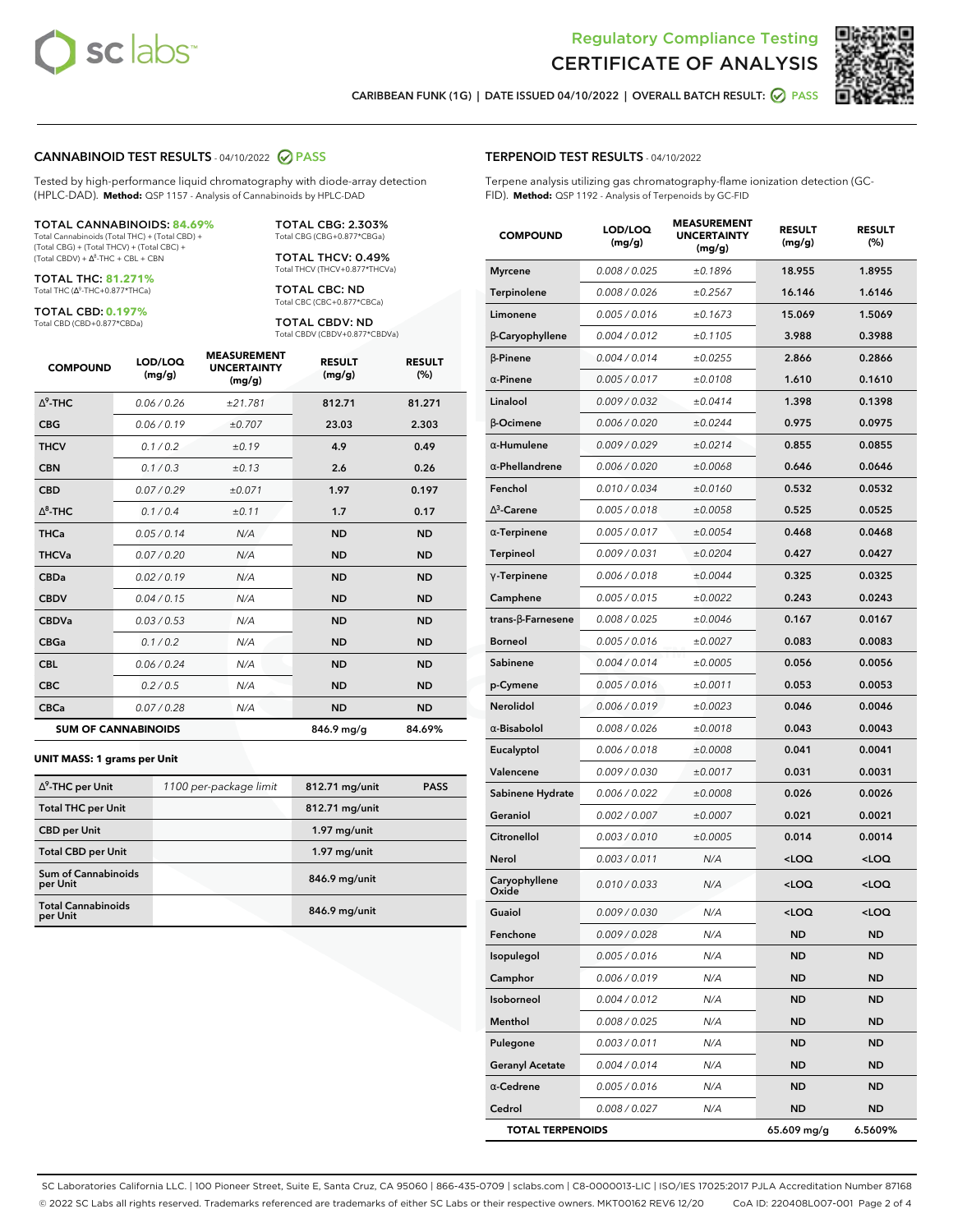Regulatory Compliance Testing
# CERTIFICATE OF ANALYSIS

CARIBBEAN FUNK (1G) | DATE ISSUED 04/10/2022 | OVERALL BATCH RESULT: PASS

## CANNABINOID TEST RESULTS - 04/10/2022 PASS

Tested by high-performance liquid chromatography with diode-array detection (HPLC-DAD). **Method:** QSP 1157 - Analysis of Cannabinoids by HPLC-DAD

**TOTAL CANNABINOIDS: 84.69%**
Total Cannabinoids (Total THC) + (Total CBD) + (Total CBG) + (Total THCV) + (Total CBC) + (Total CBDV) + $\Delta^8$-THC + CBL + CBN

**TOTAL THC: 81.271%**
Total THC ($\Delta^9$-THC+0.877*THCa)

**TOTAL CBD: 0.197%**
Total CBD (CBD+0.877*CBDa)

**TOTAL CBG: 2.303%**
Total CBG (CBG+0.877*CBGa)

**TOTAL THCV: 0.49%**
Total THCV (THCV+0.877*THCVa)

**TOTAL CBC: ND**
Total CBC (CBC+0.877*CBCa)

**TOTAL CBDV: ND**
Total CBDV (CBDV+0.877*CBDVa)

| COMPOUND | LOD/LOQ (mg/g) | MEASUREMENT UNCERTAINTY (mg/g) | RESULT (mg/g) | RESULT (%) |
|---|---|---|---|---|
| $\Delta^9$-THC | 0.06 / 0.26 | ±21.781 | 812.71 | 81.271 |
| CBG | 0.06 / 0.19 | ±0.707 | 23.03 | 2.303 |
| THCV | 0.1 / 0.2 | ±0.19 | 4.9 | 0.49 |
| CBN | 0.1 / 0.3 | ±0.13 | 2.6 | 0.26 |
| CBD | 0.07 / 0.29 | ±0.071 | 1.97 | 0.197 |
| $\Delta^8$-THC | 0.1 / 0.4 | ±0.11 | 1.7 | 0.17 |
| THCa | 0.05 / 0.14 | N/A | ND | ND |
| THCVa | 0.07 / 0.20 | N/A | ND | ND |
| CBDa | 0.02 / 0.19 | N/A | ND | ND |
| CBDV | 0.04 / 0.15 | N/A | ND | ND |
| CBDVa | 0.03 / 0.53 | N/A | ND | ND |
| CBGa | 0.1 / 0.2 | N/A | ND | ND |
| CBL | 0.06 / 0.24 | N/A | ND | ND |
| CBC | 0.2 / 0.5 | N/A | ND | ND |
| CBCa | 0.07 / 0.28 | N/A | ND | ND |
| **SUM OF CANNABINOIDS** | | | 846.9 mg/g | 84.69% |

**UNIT MASS: 1 grams per Unit**

| | | | |
|---|---|---|---|
| $\Delta^9$-THC per Unit | 1100 per-package limit | 812.71 mg/unit | PASS |
| Total THC per Unit | | 812.71 mg/unit | |
| CBD per Unit | | 1.97 mg/unit | |
| Total CBD per Unit | | 1.97 mg/unit | |
| Sum of Cannabinoids per Unit | | 846.9 mg/unit | |
| Total Cannabinoids per Unit | | 846.9 mg/unit | |

## TERPENOID TEST RESULTS - 04/10/2022

Terpene analysis utilizing gas chromatography-flame ionization detection (GC-FID). **Method:** QSP 1192 - Analysis of Terpenoids by GC-FID

| COMPOUND | LOD/LOQ (mg/g) | MEASUREMENT UNCERTAINTY (mg/g) | RESULT (mg/g) | RESULT (%) |
|---|---|---|---|---|
| Myrcene | 0.008 / 0.025 | ±0.1896 | 18.955 | 1.8955 |
| Terpinolene | 0.008 / 0.026 | ±0.2567 | 16.146 | 1.6146 |
| Limonene | 0.005 / 0.016 | ±0.1673 | 15.069 | 1.5069 |
| β-Caryophyllene | 0.004 / 0.012 | ±0.1105 | 3.988 | 0.3988 |
| β-Pinene | 0.004 / 0.014 | ±0.0255 | 2.866 | 0.2866 |
| α-Pinene | 0.005 / 0.017 | ±0.0108 | 1.610 | 0.1610 |
| Linalool | 0.009 / 0.032 | ±0.0414 | 1.398 | 0.1398 |
| β-Ocimene | 0.006 / 0.020 | ±0.0244 | 0.975 | 0.0975 |
| α-Humulene | 0.009 / 0.029 | ±0.0214 | 0.855 | 0.0855 |
| α-Phellandrene | 0.006 / 0.020 | ±0.0068 | 0.646 | 0.0646 |
| Fenchol | 0.010 / 0.034 | ±0.0160 | 0.532 | 0.0532 |
| $\Delta^3$-Carene | 0.005 / 0.018 | ±0.0058 | 0.525 | 0.0525 |
| α-Terpinene | 0.005 / 0.017 | ±0.0054 | 0.468 | 0.0468 |
| Terpineol | 0.009 / 0.031 | ±0.0204 | 0.427 | 0.0427 |
| γ-Terpinene | 0.006 / 0.018 | ±0.0044 | 0.325 | 0.0325 |
| Camphene | 0.005 / 0.015 | ±0.0022 | 0.243 | 0.0243 |
| trans-β-Farnesene | 0.008 / 0.025 | ±0.0046 | 0.167 | 0.0167 |
| Borneol | 0.005 / 0.016 | ±0.0027 | 0.083 | 0.0083 |
| Sabinene | 0.004 / 0.014 | ±0.0005 | 0.056 | 0.0056 |
| p-Cymene | 0.005 / 0.016 | ±0.0011 | 0.053 | 0.0053 |
| Nerolidol | 0.006 / 0.019 | ±0.0023 | 0.046 | 0.0046 |
| α-Bisabolol | 0.008 / 0.026 | ±0.0018 | 0.043 | 0.0043 |
| Eucalyptol | 0.006 / 0.018 | ±0.0008 | 0.041 | 0.0041 |
| Valencene | 0.009 / 0.030 | ±0.0017 | 0.031 | 0.0031 |
| Sabinene Hydrate | 0.006 / 0.022 | ±0.0008 | 0.026 | 0.0026 |
| Geraniol | 0.002 / 0.007 | ±0.0007 | 0.021 | 0.0021 |
| Citronellol | 0.003 / 0.010 | ±0.0005 | 0.014 | 0.0014 |
| Nerol | 0.003 / 0.011 | N/A | <LOQ | <LOQ |
| Caryophyllene Oxide | 0.010 / 0.033 | N/A | <LOQ | <LOQ |
| Guaiol | 0.009 / 0.030 | N/A | <LOQ | <LOQ |
| Fenchone | 0.009 / 0.028 | N/A | ND | ND |
| Isopulegol | 0.005 / 0.016 | N/A | ND | ND |
| Camphor | 0.006 / 0.019 | N/A | ND | ND |
| Isoborneol | 0.004 / 0.012 | N/A | ND | ND |
| Menthol | 0.008 / 0.025 | N/A | ND | ND |
| Pulegone | 0.003 / 0.011 | N/A | ND | ND |
| Geranyl Acetate | 0.004 / 0.014 | N/A | ND | ND |
| α-Cedrene | 0.005 / 0.016 | N/A | ND | ND |
| Cedrol | 0.008 / 0.027 | N/A | ND | ND |
| **TOTAL TERPENOIDS** | | | 65.609 mg/g | 6.5609% |

SC Laboratories California LLC. | 100 Pioneer Street, Suite E, Santa Cruz, CA 95060 | 866-435-0709 | sclabs.com | C8-0000013-LIC | ISO/IES 17025:2017 PJLA Accreditation Number 87168
© 2022 SC Labs all rights reserved. Trademarks referenced are trademarks of either SC Labs or their respective owners. MKT00162 REV6 12/20 CoA ID: 220408L007-001